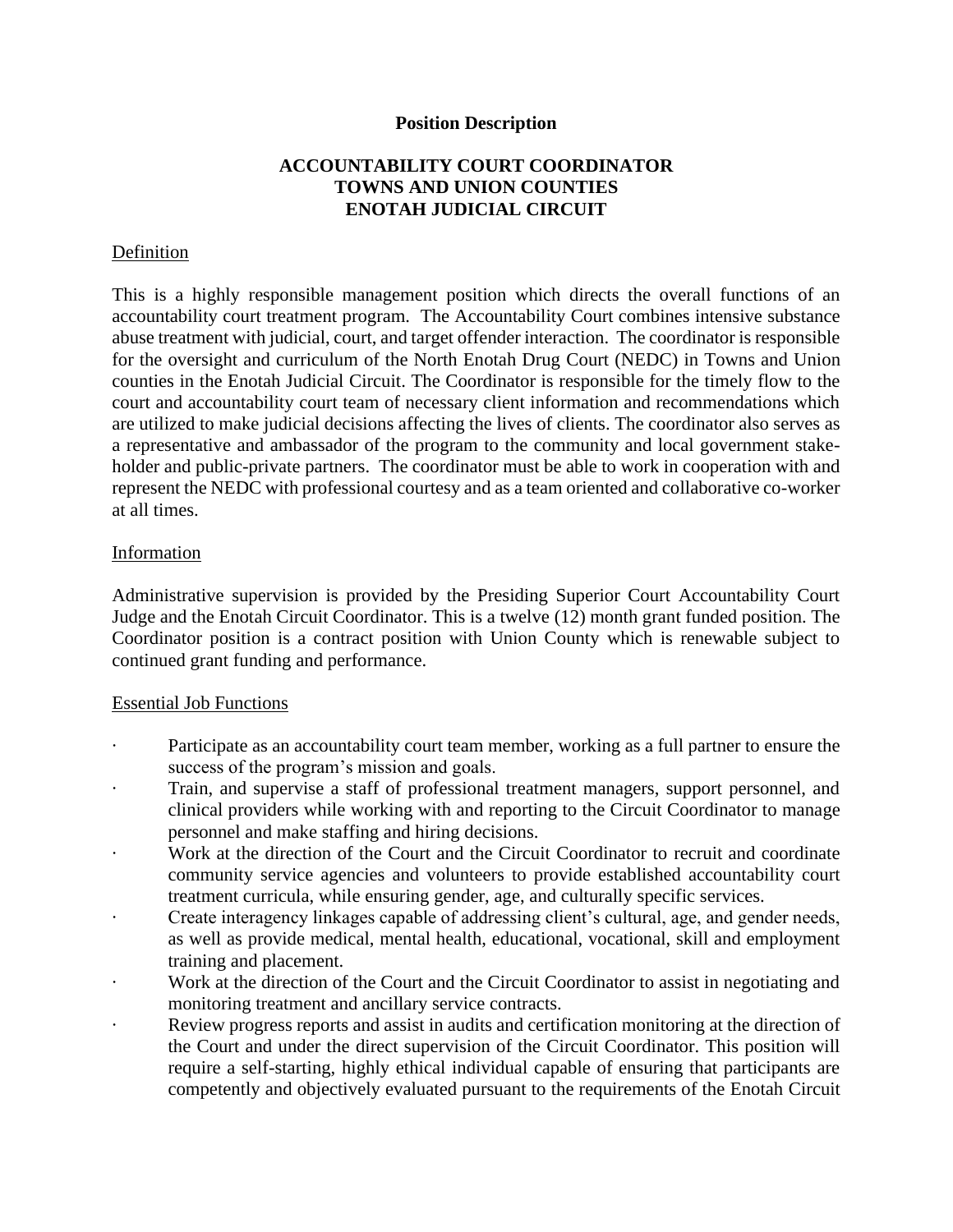**Position Description**

**ACCOUNTABILITY COURT COORDINATOR**
**TOWNS AND UNION COUNTIES**
**ENOTAH JUDICIAL CIRCUIT**

Definition

This is a highly responsible management position which directs the overall functions of an accountability court treatment program. The Accountability Court combines intensive substance abuse treatment with judicial, court, and target offender interaction. The coordinator is responsible for the oversight and curriculum of the North Enotah Drug Court (NEDC) in Towns and Union counties in the Enotah Judicial Circuit. The Coordinator is responsible for the timely flow to the court and accountability court team of necessary client information and recommendations which are utilized to make judicial decisions affecting the lives of clients. The coordinator also serves as a representative and ambassador of the program to the community and local government stake-holder and public-private partners. The coordinator must be able to work in cooperation with and represent the NEDC with professional courtesy and as a team oriented and collaborative co-worker at all times.

Information

Administrative supervision is provided by the Presiding Superior Court Accountability Court Judge and the Enotah Circuit Coordinator. This is a twelve (12) month grant funded position. The Coordinator position is a contract position with Union County which is renewable subject to continued grant funding and performance.

Essential Job Functions

- Participate as an accountability court team member, working as a full partner to ensure the success of the program's mission and goals.
- Train, and supervise a staff of professional treatment managers, support personnel, and clinical providers while working with and reporting to the Circuit Coordinator to manage personnel and make staffing and hiring decisions.
- Work at the direction of the Court and the Circuit Coordinator to recruit and coordinate community service agencies and volunteers to provide established accountability court treatment curricula, while ensuring gender, age, and culturally specific services.
- Create interagency linkages capable of addressing client's cultural, age, and gender needs, as well as provide medical, mental health, educational, vocational, skill and employment training and placement.
- Work at the direction of the Court and the Circuit Coordinator to assist in negotiating and monitoring treatment and ancillary service contracts.
- Review progress reports and assist in audits and certification monitoring at the direction of the Court and under the direct supervision of the Circuit Coordinator. This position will require a self-starting, highly ethical individual capable of ensuring that participants are competently and objectively evaluated pursuant to the requirements of the Enotah Circuit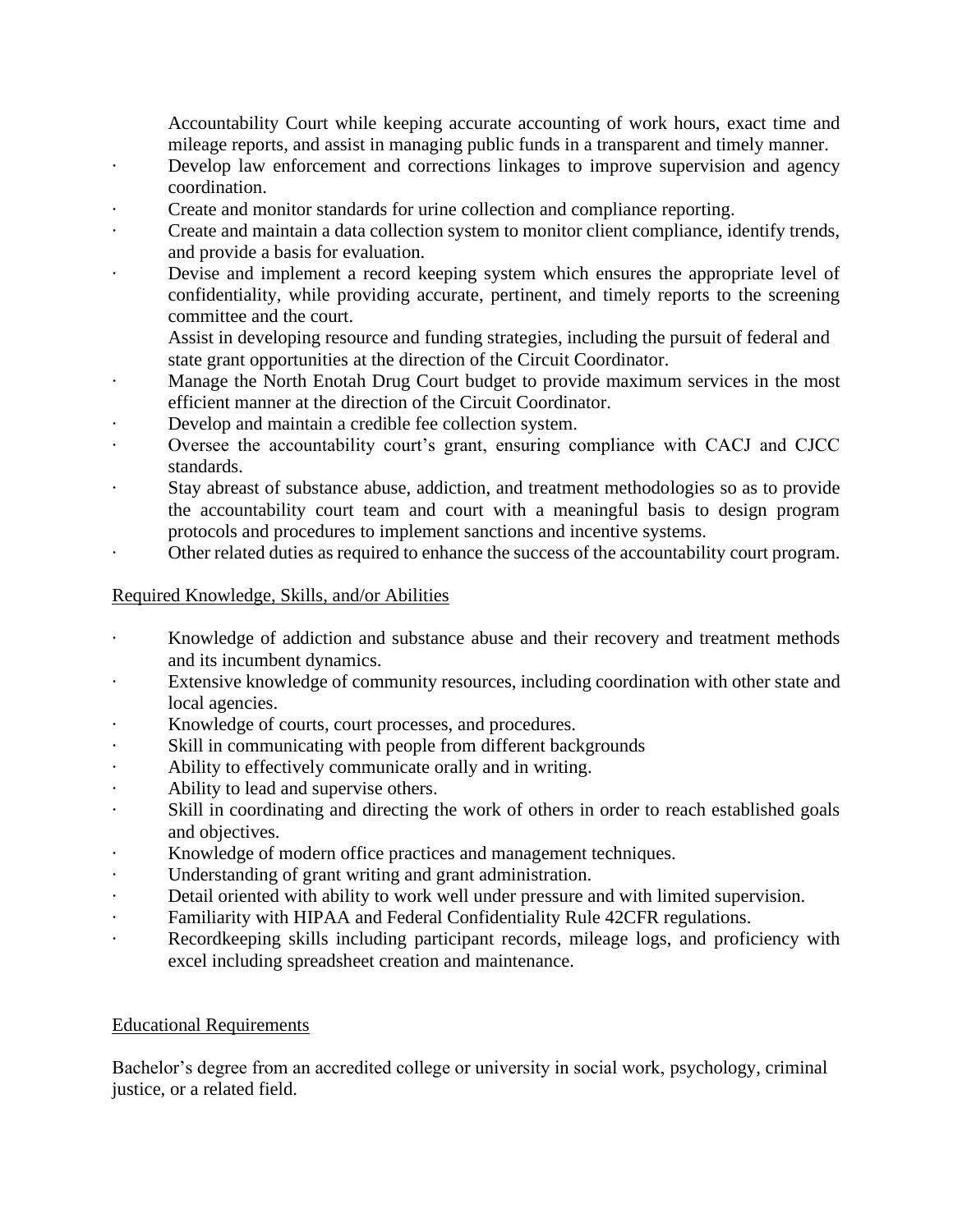Accountability Court while keeping accurate accounting of work hours, exact time and mileage reports, and assist in managing public funds in a transparent and timely manner.

- Develop law enforcement and corrections linkages to improve supervision and agency coordination.
- Create and monitor standards for urine collection and compliance reporting.
- Create and maintain a data collection system to monitor client compliance, identify trends, and provide a basis for evaluation.
- Devise and implement a record keeping system which ensures the appropriate level of confidentiality, while providing accurate, pertinent, and timely reports to the screening committee and the court.

  Assist in developing resource and funding strategies, including the pursuit of federal and state grant opportunities at the direction of the Circuit Coordinator.
- Manage the North Enotah Drug Court budget to provide maximum services in the most efficient manner at the direction of the Circuit Coordinator.
- Develop and maintain a credible fee collection system.
- Oversee the accountability court's grant, ensuring compliance with CACJ and CJCC standards.
- Stay abreast of substance abuse, addiction, and treatment methodologies so as to provide the accountability court team and court with a meaningful basis to design program protocols and procedures to implement sanctions and incentive systems.
- Other related duties as required to enhance the success of the accountability court program.

## Required Knowledge, Skills, and/or Abilities

- Knowledge of addiction and substance abuse and their recovery and treatment methods and its incumbent dynamics.
- Extensive knowledge of community resources, including coordination with other state and local agencies.
- Knowledge of courts, court processes, and procedures.
- Skill in communicating with people from different backgrounds
- Ability to effectively communicate orally and in writing.
- Ability to lead and supervise others.
- Skill in coordinating and directing the work of others in order to reach established goals and objectives.
- Knowledge of modern office practices and management techniques.
- Understanding of grant writing and grant administration.
- Detail oriented with ability to work well under pressure and with limited supervision.
- Familiarity with HIPAA and Federal Confidentiality Rule 42CFR regulations.
- Recordkeeping skills including participant records, mileage logs, and proficiency with excel including spreadsheet creation and maintenance.

## Educational Requirements

Bachelor's degree from an accredited college or university in social work, psychology, criminal justice, or a related field.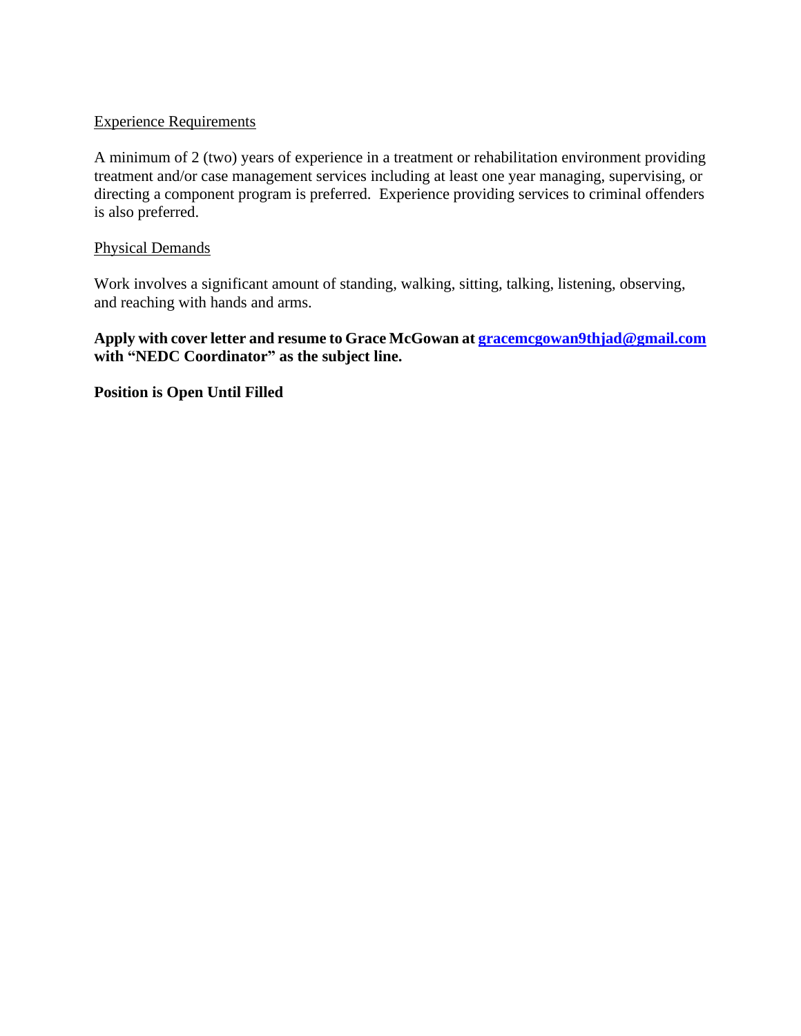## Experience Requirements

A minimum of 2 (two) years of experience in a treatment or rehabilitation environment providing treatment and/or case management services including at least one year managing, supervising, or directing a component program is preferred. Experience providing services to criminal offenders is also preferred.

## Physical Demands

Work involves a significant amount of standing, walking, sitting, talking, listening, observing, and reaching with hands and arms.

**Apply with cover letter and resume to Grace McGowan at gracemcgowan9thjad@gmail.com with "NEDC Coordinator" as the subject line.**

**Position is Open Until Filled**